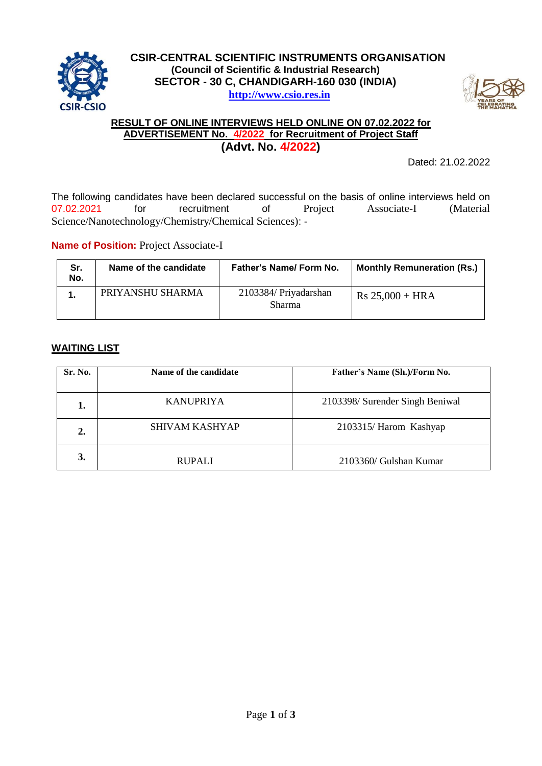**CSIR-CENTRAL SCIENTIFIC INSTRUMENTS ORGANISATION**
**(Council of Scientific & Industrial Research)**
**SECTOR - 30 C, CHANDIGARH-160 030 (INDIA)**
**http://www.csio.res.in**

## RESULT OF ONLINE INTERVIEWS HELD ONLINE ON 07.02.2022 for ADVERTISEMENT No. 4/2022 for Recruitment of Project Staff

## (Advt. No. 4/2022)

Dated: 21.02.2022

The following candidates have been declared successful on the basis of online interviews held on 07.02.2021 for recruitment of Project Associate-I (Material Science/Nanotechnology/Chemistry/Chemical Sciences): -

**Name of Position:** Project Associate-I

| Sr. No. | Name of the candidate | Father's Name/ Form No. | Monthly Remuneration (Rs.) |
|---|---|---|---|
| 1. | PRIYANSHU SHARMA | 2103384/ Priyadarshan Sharma | Rs 25,000 + HRA |

**WAITING LIST**

| Sr. No. | Name of the candidate | Father's Name (Sh.)/Form No. |
|---|---|---|
| 1. | KANUPRIYA | 2103398/ Surender Singh Beniwal |
| 2. | SHIVAM KASHYAP | 2103315/ Harom Kashyap |
| 3. | RUPALI | 2103360/ Gulshan Kumar |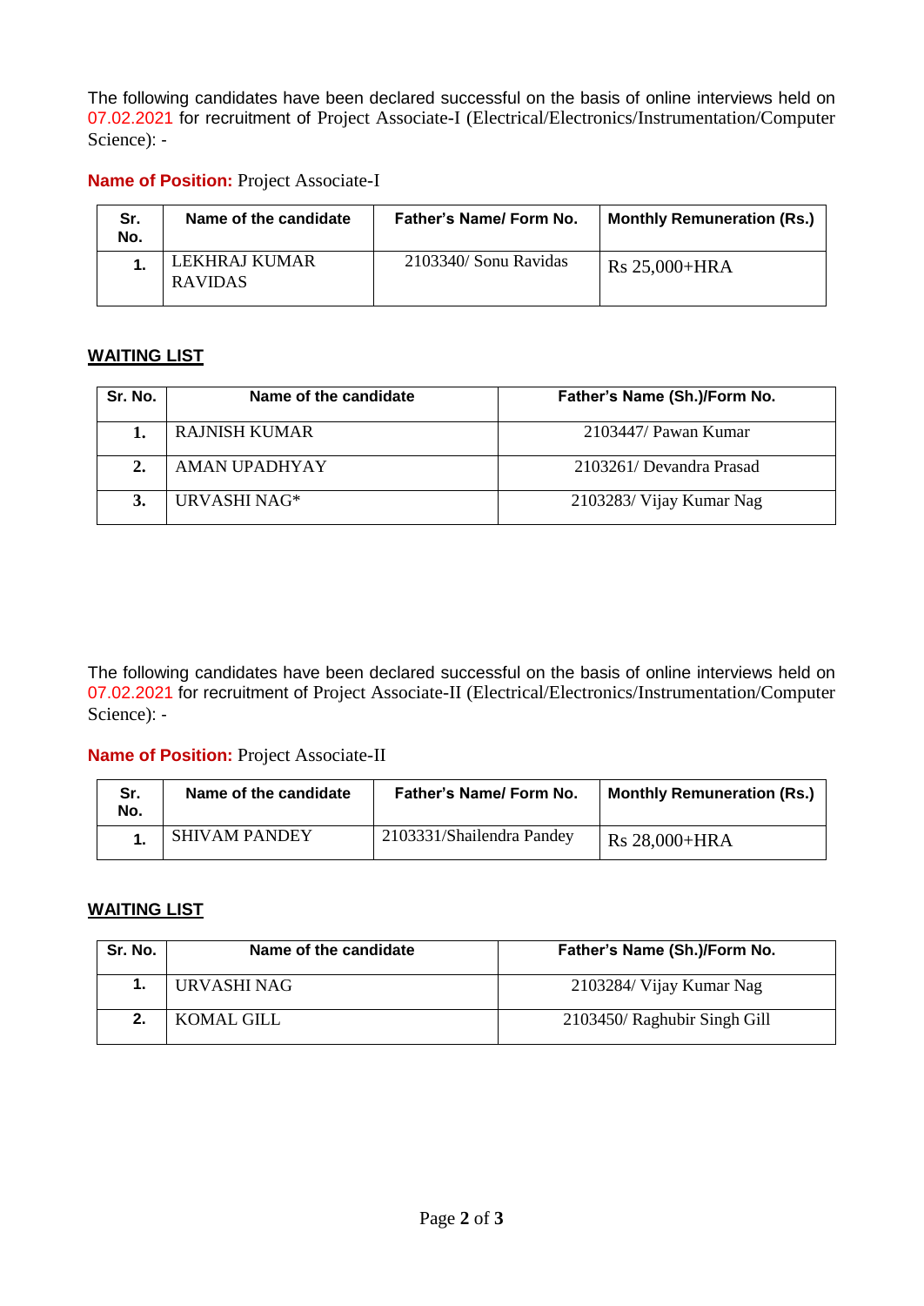The following candidates have been declared successful on the basis of online interviews held on 07.02.2021 for recruitment of Project Associate-I (Electrical/Electronics/Instrumentation/Computer Science): -

**Name of Position:** Project Associate-I

| Sr. No. | Name of the candidate | Father's Name/ Form No. | Monthly Remuneration (Rs.) |
|---|---|---|---|
| 1. | LEKHRAJ KUMAR RAVIDAS | 2103340/ Sonu Ravidas | Rs 25,000+HRA |

**WAITING LIST**

| Sr. No. | Name of the candidate | Father's Name (Sh.)/Form No. |
|---|---|---|
| 1. | RAJNISH KUMAR | 2103447/ Pawan Kumar |
| 2. | AMAN UPADHYAY | 2103261/ Devandra Prasad |
| 3. | URVASHI NAG* | 2103283/ Vijay Kumar Nag |

The following candidates have been declared successful on the basis of online interviews held on 07.02.2021 for recruitment of Project Associate-II (Electrical/Electronics/Instrumentation/Computer Science): -

**Name of Position:** Project Associate-II

| Sr. No. | Name of the candidate | Father's Name/ Form No. | Monthly Remuneration (Rs.) |
|---|---|---|---|
| 1. | SHIVAM PANDEY | 2103331/Shailendra Pandey | Rs 28,000+HRA |

**WAITING LIST**

| Sr. No. | Name of the candidate | Father's Name (Sh.)/Form No. |
|---|---|---|
| 1. | URVASHI NAG | 2103284/ Vijay Kumar Nag |
| 2. | KOMAL GILL | 2103450/ Raghubir Singh Gill |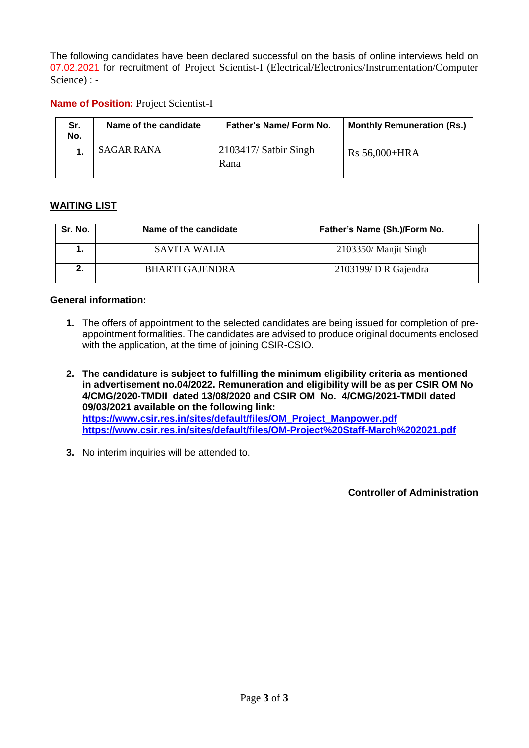The following candidates have been declared successful on the basis of online interviews held on 07.02.2021 for recruitment of Project Scientist-I (Electrical/Electronics/Instrumentation/Computer Science) : -

**Name of Position:** Project Scientist-I

| Sr. No. | Name of the candidate | Father's Name/ Form No. | Monthly Remuneration (Rs.) |
|---|---|---|---|
| 1. | SAGAR RANA | 2103417/ Satbir Singh Rana | Rs 56,000+HRA |

## WAITING LIST

| Sr. No. | Name of the candidate | Father's Name (Sh.)/Form No. |
|---|---|---|
| 1. | SAVITA WALIA | 2103350/ Manjit Singh |
| 2. | BHARTI GAJENDRA | 2103199/ D R Gajendra |

**General information:**

1. The offers of appointment to the selected candidates are being issued for completion of pre-appointment formalities. The candidates are advised to produce original documents enclosed with the application, at the time of joining CSIR-CSIO.

2. **The candidature is subject to fulfilling the minimum eligibility criteria as mentioned in advertisement no.04/2022. Remuneration and eligibility will be as per CSIR OM No 4/CMG/2020-TMDII dated 13/08/2020 and CSIR OM No. 4/CMG/2021-TMDII dated 09/03/2021 available on the following link:**
   **https://www.csir.res.in/sites/default/files/OM_Project_Manpower.pdf**
   **https://www.csir.res.in/sites/default/files/OM-Project%20Staff-March%202021.pdf**

3. No interim inquiries will be attended to.

**Controller of Administration**